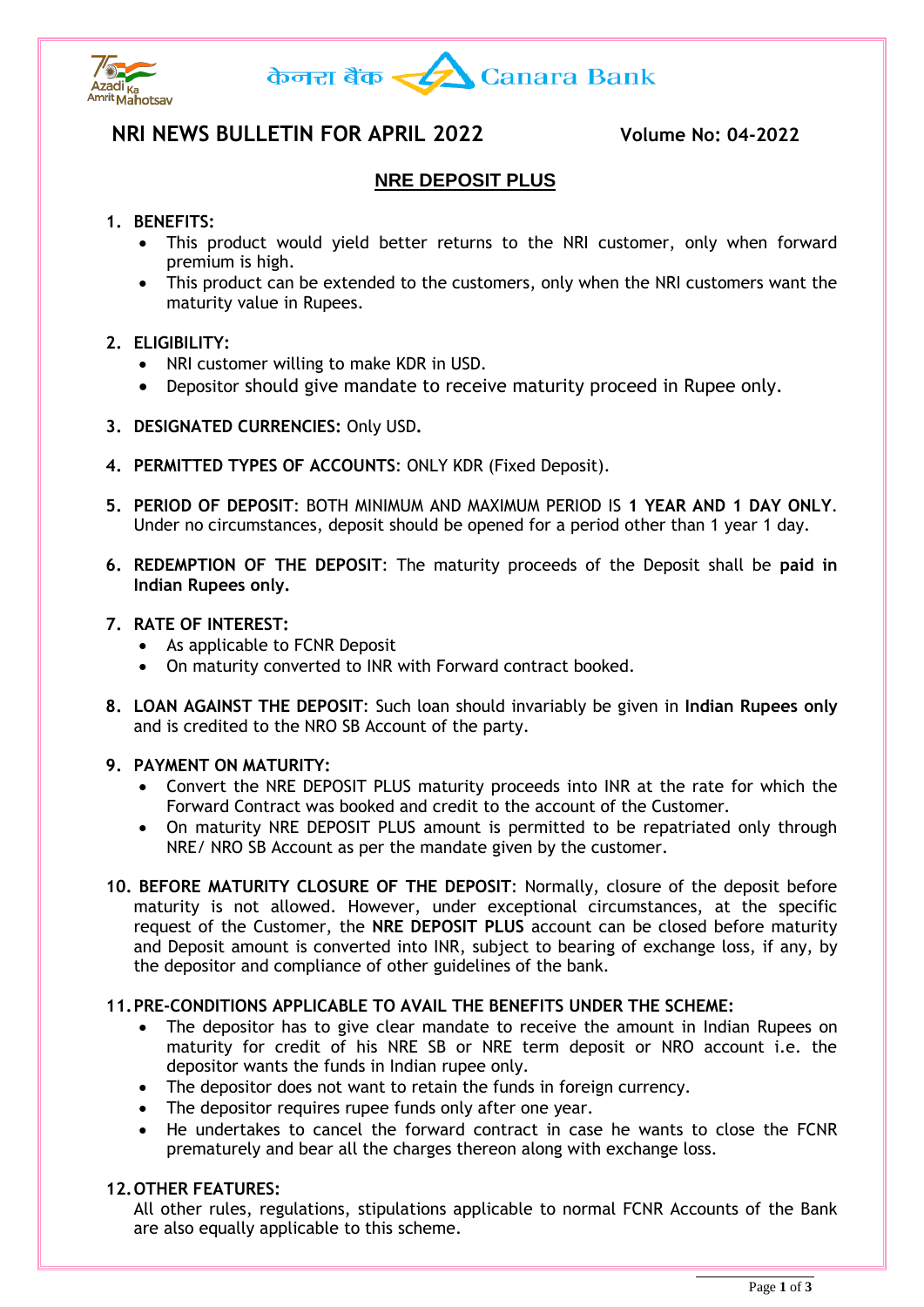केनरा बैंक Canara Bank

# NRI NEWS BULLETIN FOR APRIL 2022

**Volume No: 04-2022**

## NRE DEPOSIT PLUS

1. **BENEFITS:**
   - This product would yield better returns to the NRI customer, only when forward premium is high.
   - This product can be extended to the customers, only when the NRI customers want the maturity value in Rupees.

2. **ELIGIBILITY:**
   - NRI customer willing to make KDR in USD.
   - Depositor should give mandate to receive maturity proceed in Rupee only.

3. **DESIGNATED CURRENCIES:** Only USD**.**

4. **PERMITTED TYPES OF ACCOUNTS**: ONLY KDR (Fixed Deposit).

5. **PERIOD OF DEPOSIT**: BOTH MINIMUM AND MAXIMUM PERIOD IS **1 YEAR AND 1 DAY ONLY**. Under no circumstances, deposit should be opened for a period other than 1 year 1 day.

6. **REDEMPTION OF THE DEPOSIT**: The maturity proceeds of the Deposit shall be **paid in Indian Rupees only.**

7. **RATE OF INTEREST:**
   - As applicable to FCNR Deposit
   - On maturity converted to INR with Forward contract booked.

8. **LOAN AGAINST THE DEPOSIT**: Such loan should invariably be given in **Indian Rupees only** and is credited to the NRO SB Account of the party.

9. **PAYMENT ON MATURITY:**
   - Convert the NRE DEPOSIT PLUS maturity proceeds into INR at the rate for which the Forward Contract was booked and credit to the account of the Customer.
   - On maturity NRE DEPOSIT PLUS amount is permitted to be repatriated only through NRE/ NRO SB Account as per the mandate given by the customer.

10. **BEFORE MATURITY CLOSURE OF THE DEPOSIT**: Normally, closure of the deposit before maturity is not allowed. However, under exceptional circumstances, at the specific request of the Customer, the **NRE DEPOSIT PLUS** account can be closed before maturity and Deposit amount is converted into INR, subject to bearing of exchange loss, if any, by the depositor and compliance of other guidelines of the bank.

11. **PRE-CONDITIONS APPLICABLE TO AVAIL THE BENEFITS UNDER THE SCHEME:**
    - The depositor has to give clear mandate to receive the amount in Indian Rupees on maturity for credit of his NRE SB or NRE term deposit or NRO account i.e. the depositor wants the funds in Indian rupee only.
    - The depositor does not want to retain the funds in foreign currency.
    - The depositor requires rupee funds only after one year.
    - He undertakes to cancel the forward contract in case he wants to close the FCNR prematurely and bear all the charges thereon along with exchange loss.

12. **OTHER FEATURES:**
    All other rules, regulations, stipulations applicable to normal FCNR Accounts of the Bank are also equally applicable to this scheme.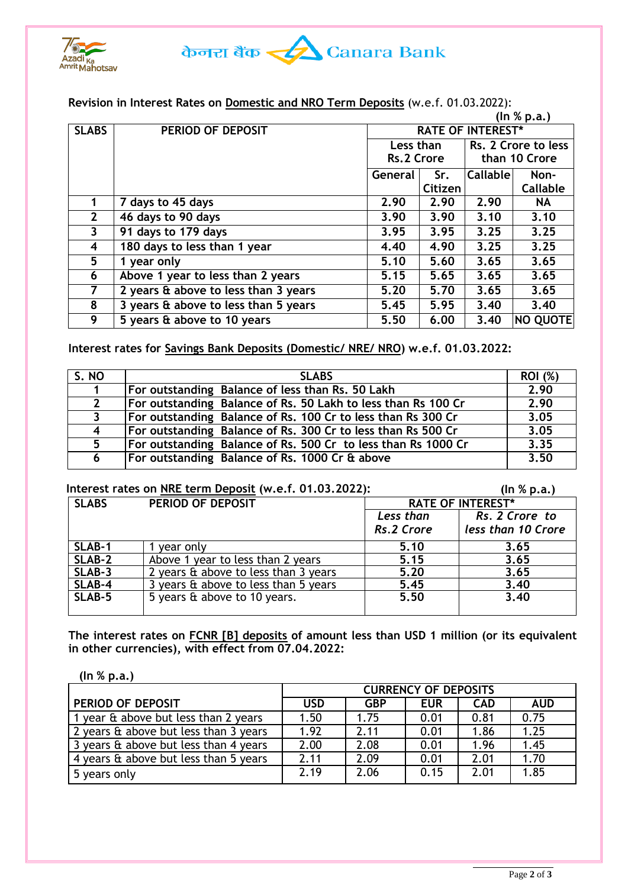केनरा बैंक Canara Bank

**Revision in Interest Rates on Domestic and NRO Term Deposits** (w.e.f. 01.03.2022):

(In % p.a.)

| SLABS | PERIOD OF DEPOSIT | RATE OF INTEREST* | | | |
|---|---|---|---|---|---|
| | | Less than Rs.2 Crore | | Rs. 2 Crore to less than 10 Crore | |
| | | General | Sr. Citizen | Callable | Non-Callable |
| 1 | 7 days to 45 days | 2.90 | 2.90 | 2.90 | NA |
| 2 | 46 days to 90 days | 3.90 | 3.90 | 3.10 | 3.10 |
| 3 | 91 days to 179 days | 3.95 | 3.95 | 3.25 | 3.25 |
| 4 | 180 days to less than 1 year | 4.40 | 4.90 | 3.25 | 3.25 |
| 5 | 1 year only | 5.10 | 5.60 | 3.65 | 3.65 |
| 6 | Above 1 year to less than 2 years | 5.15 | 5.65 | 3.65 | 3.65 |
| 7 | 2 years & above to less than 3 years | 5.20 | 5.70 | 3.65 | 3.65 |
| 8 | 3 years & above to less than 5 years | 5.45 | 5.95 | 3.40 | 3.40 |
| 9 | 5 years & above to 10 years | 5.50 | 6.00 | 3.40 | NO QUOTE |

**Interest rates for Savings Bank Deposits (Domestic/ NRE/ NRO) w.e.f. 01.03.2022:**

| S. NO | SLABS | ROI (%) |
|---|---|---|
| 1 | For outstanding Balance of less than Rs. 50 Lakh | 2.90 |
| 2 | For outstanding Balance of Rs. 50 Lakh to less than Rs 100 Cr | 2.90 |
| 3 | For outstanding Balance of Rs. 100 Cr to less than Rs 300 Cr | 3.05 |
| 4 | For outstanding Balance of Rs. 300 Cr to less than Rs 500 Cr | 3.05 |
| 5 | For outstanding Balance of Rs. 500 Cr to less than Rs 1000 Cr | 3.35 |
| 6 | For outstanding Balance of Rs. 1000 Cr & above | 3.50 |

**Interest rates on NRE term Deposit (w.e.f. 01.03.2022):**

(In % p.a.)

| SLABS | PERIOD OF DEPOSIT | RATE OF INTEREST* | |
|---|---|---|---|
| | | *Less than Rs.2 Crore* | *Rs. 2 Crore to less than 10 Crore* |
| SLAB-1 | 1 year only | 5.10 | 3.65 |
| SLAB-2 | Above 1 year to less than 2 years | 5.15 | 3.65 |
| SLAB-3 | 2 years & above to less than 3 years | 5.20 | 3.65 |
| SLAB-4 | 3 years & above to less than 5 years | 5.45 | 3.40 |
| SLAB-5 | 5 years & above to 10 years. | 5.50 | 3.40 |

**The interest rates on FCNR [B] deposits of amount less than USD 1 million (or its equivalent in other currencies), with effect from 07.04.2022:**

**(In % p.a.)**

| PERIOD OF DEPOSIT | CURRENCY OF DEPOSITS | | | | |
|---|---|---|---|---|---|
| | USD | GBP | EUR | CAD | AUD |
| 1 year & above but less than 2 years | 1.50 | 1.75 | 0.01 | 0.81 | 0.75 |
| 2 years & above but less than 3 years | 1.92 | 2.11 | 0.01 | 1.86 | 1.25 |
| 3 years & above but less than 4 years | 2.00 | 2.08 | 0.01 | 1.96 | 1.45 |
| 4 years & above but less than 5 years | 2.11 | 2.09 | 0.01 | 2.01 | 1.70 |
| 5 years only | 2.19 | 2.06 | 0.15 | 2.01 | 1.85 |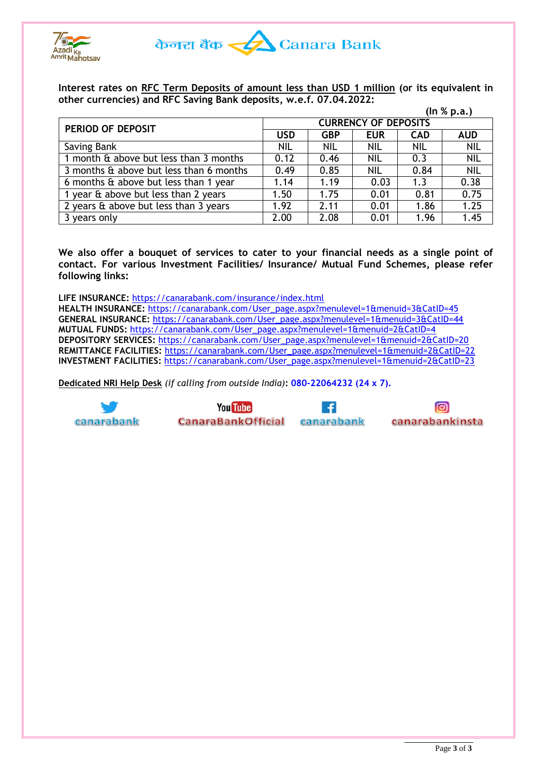**Interest rates on RFC Term Deposits of amount less than USD 1 million (or its equivalent in other currencies) and RFC Saving Bank deposits, w.e.f. 07.04.2022:**

**(In % p.a.)**

| PERIOD OF DEPOSIT | CURRENCY OF DEPOSITS | | | | |
|---|---|---|---|---|---|
| | USD | GBP | EUR | CAD | AUD |
| Saving Bank | NIL | NIL | NIL | NIL | NIL |
| 1 month & above but less than 3 months | 0.12 | 0.46 | NIL | 0.3 | NIL |
| 3 months & above but less than 6 months | 0.49 | 0.85 | NIL | 0.84 | NIL |
| 6 months & above but less than 1 year | 1.14 | 1.19 | 0.03 | 1.3 | 0.38 |
| 1 year & above but less than 2 years | 1.50 | 1.75 | 0.01 | 0.81 | 0.75 |
| 2 years & above but less than 3 years | 1.92 | 2.11 | 0.01 | 1.86 | 1.25 |
| 3 years only | 2.00 | 2.08 | 0.01 | 1.96 | 1.45 |

**We also offer a bouquet of services to cater to your financial needs as a single point of contact. For various Investment Facilities/ Insurance/ Mutual Fund Schemes, please refer following links:**

**LIFE INSURANCE:** https://canarabank.com/insurance/index.html
**HEALTH INSURANCE:** https://canarabank.com/User_page.aspx?menulevel=1&menuid=3&CatID=45
**GENERAL INSURANCE:** https://canarabank.com/User_page.aspx?menulevel=1&menuid=3&CatID=44
**MUTUAL FUNDS:** https://canarabank.com/User_page.aspx?menulevel=1&menuid=2&CatID=4
**DEPOSITORY SERVICES:** https://canarabank.com/User_page.aspx?menulevel=1&menuid=2&CatID=20
**REMITTANCE FACILITIES:** https://canarabank.com/User_page.aspx?menulevel=1&menuid=2&CatID=22
**INVESTMENT FACILITIES:** https://canarabank.com/User_page.aspx?menulevel=1&menuid=2&CatID=23

**Dedicated NRI Help Desk** *(if calling from outside India)*: **080-22064232 (24 x 7).**

canarabank  CanaraBankOfficial  canarabank  canarabankinsta